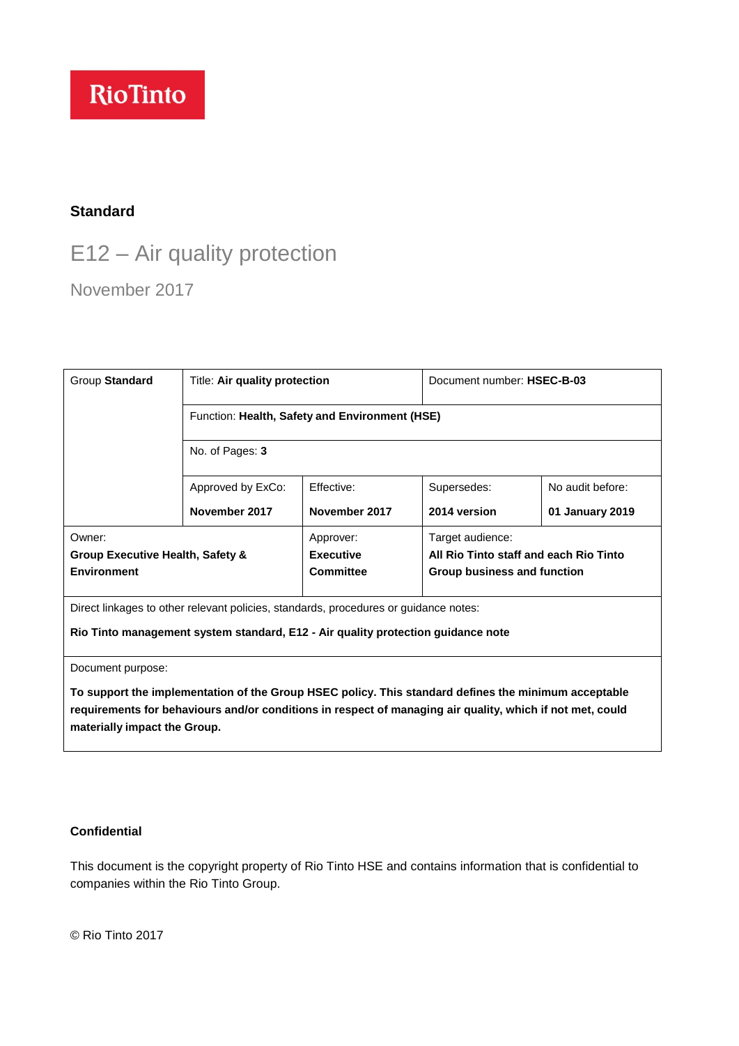Rio Tinto

**Standard**

# E12 – Air quality protection

November 2017

| Group **Standard** | Title: **Air quality protection** | | Document number: **HSEC-B-03** | |
|---|---|---|---|---|
| | Function: **Health, Safety and Environment (HSE)** | | | |
| | No. of Pages: **3** | | | |
| | Approved by ExCo: **November 2017** | Effective: **November 2017** | Supersedes: **2014 version** | No audit before: **01 January 2019** |
| Owner: **Group Executive Health, Safety & Environment** | | Approver: **Executive Committee** | Target audience: **All Rio Tinto staff and each Rio Tinto Group business and function** | |
| Direct linkages to other relevant policies, standards, procedures or guidance notes: **Rio Tinto management system standard, E12 - Air quality protection guidance note** | | | | |
| Document purpose: **To support the implementation of the Group HSEC policy. This standard defines the minimum acceptable requirements for behaviours and/or conditions in respect of managing air quality, which if not met, could materially impact the Group.** | | | | |

**Confidential**

This document is the copyright property of Rio Tinto HSE and contains information that is confidential to companies within the Rio Tinto Group.

© Rio Tinto 2017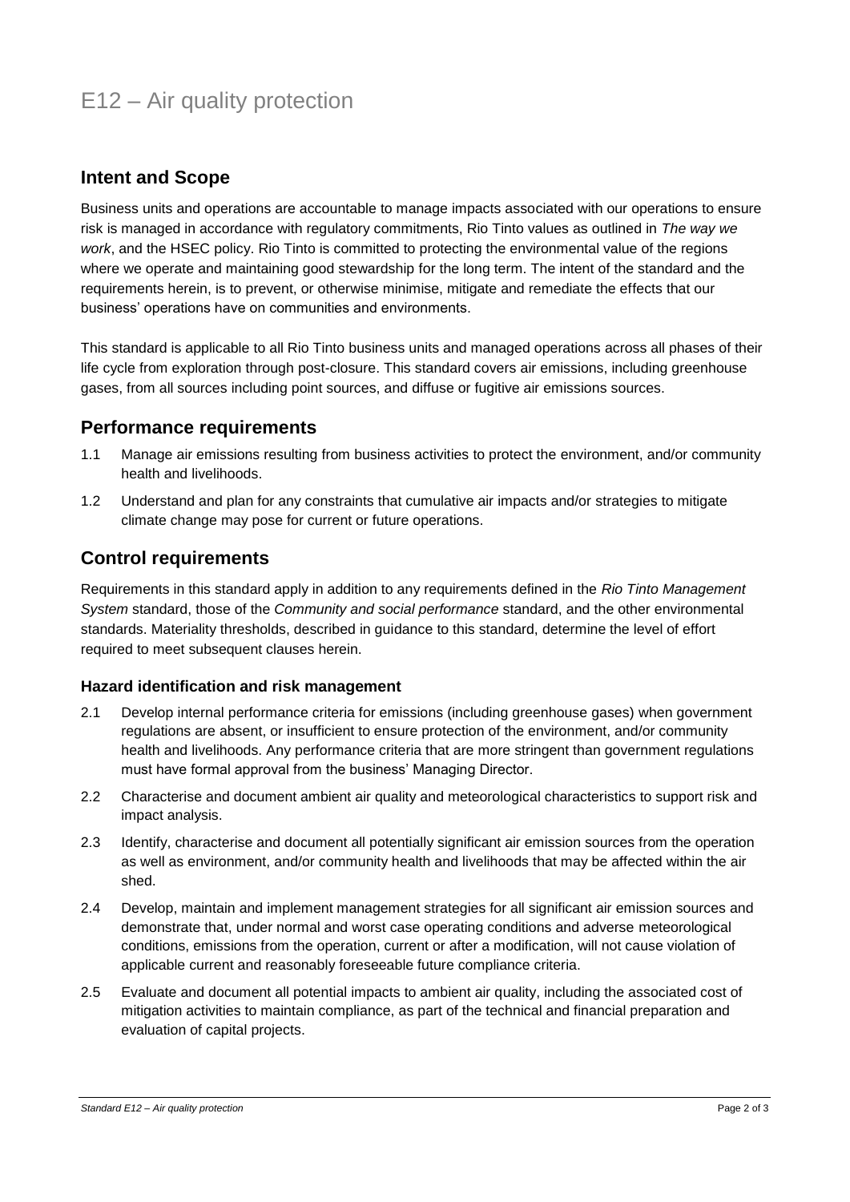# E12 – Air quality protection

## Intent and Scope

Business units and operations are accountable to manage impacts associated with our operations to ensure risk is managed in accordance with regulatory commitments, Rio Tinto values as outlined in *The way we work*, and the HSEC policy. Rio Tinto is committed to protecting the environmental value of the regions where we operate and maintaining good stewardship for the long term. The intent of the standard and the requirements herein, is to prevent, or otherwise minimise, mitigate and remediate the effects that our business' operations have on communities and environments.

This standard is applicable to all Rio Tinto business units and managed operations across all phases of their life cycle from exploration through post-closure. This standard covers air emissions, including greenhouse gases, from all sources including point sources, and diffuse or fugitive air emissions sources.

## Performance requirements

1.1 Manage air emissions resulting from business activities to protect the environment, and/or community health and livelihoods.

1.2 Understand and plan for any constraints that cumulative air impacts and/or strategies to mitigate climate change may pose for current or future operations.

## Control requirements

Requirements in this standard apply in addition to any requirements defined in the *Rio Tinto Management System* standard, those of the *Community and social performance* standard, and the other environmental standards. Materiality thresholds, described in guidance to this standard, determine the level of effort required to meet subsequent clauses herein.

### Hazard identification and risk management

2.1 Develop internal performance criteria for emissions (including greenhouse gases) when government regulations are absent, or insufficient to ensure protection of the environment, and/or community health and livelihoods. Any performance criteria that are more stringent than government regulations must have formal approval from the business' Managing Director.

2.2 Characterise and document ambient air quality and meteorological characteristics to support risk and impact analysis.

2.3 Identify, characterise and document all potentially significant air emission sources from the operation as well as environment, and/or community health and livelihoods that may be affected within the air shed.

2.4 Develop, maintain and implement management strategies for all significant air emission sources and demonstrate that, under normal and worst case operating conditions and adverse meteorological conditions, emissions from the operation, current or after a modification, will not cause violation of applicable current and reasonably foreseeable future compliance criteria.

2.5 Evaluate and document all potential impacts to ambient air quality, including the associated cost of mitigation activities to maintain compliance, as part of the technical and financial preparation and evaluation of capital projects.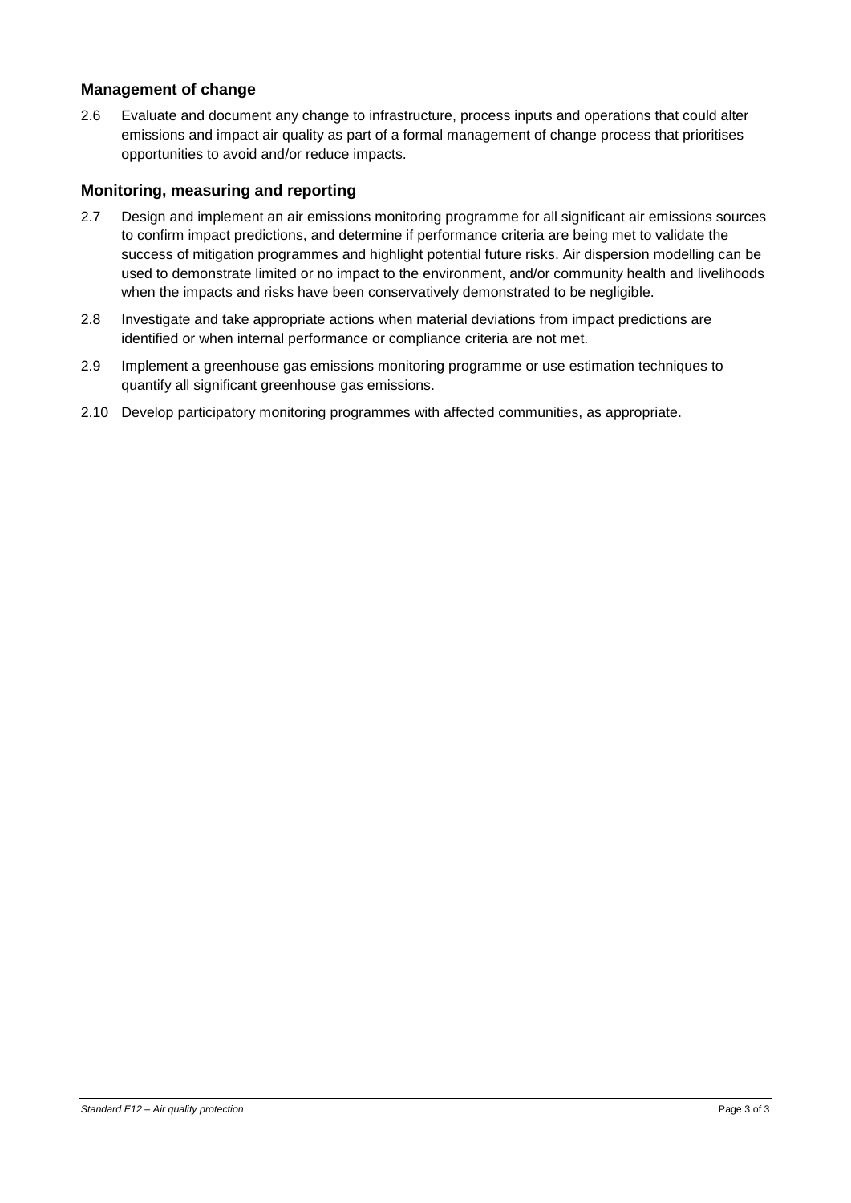### Management of change

2.6 Evaluate and document any change to infrastructure, process inputs and operations that could alter emissions and impact air quality as part of a formal management of change process that prioritises opportunities to avoid and/or reduce impacts.

### Monitoring, measuring and reporting

2.7 Design and implement an air emissions monitoring programme for all significant air emissions sources to confirm impact predictions, and determine if performance criteria are being met to validate the success of mitigation programmes and highlight potential future risks. Air dispersion modelling can be used to demonstrate limited or no impact to the environment, and/or community health and livelihoods when the impacts and risks have been conservatively demonstrated to be negligible.

2.8 Investigate and take appropriate actions when material deviations from impact predictions are identified or when internal performance or compliance criteria are not met.

2.9 Implement a greenhouse gas emissions monitoring programme or use estimation techniques to quantify all significant greenhouse gas emissions.

2.10 Develop participatory monitoring programmes with affected communities, as appropriate.